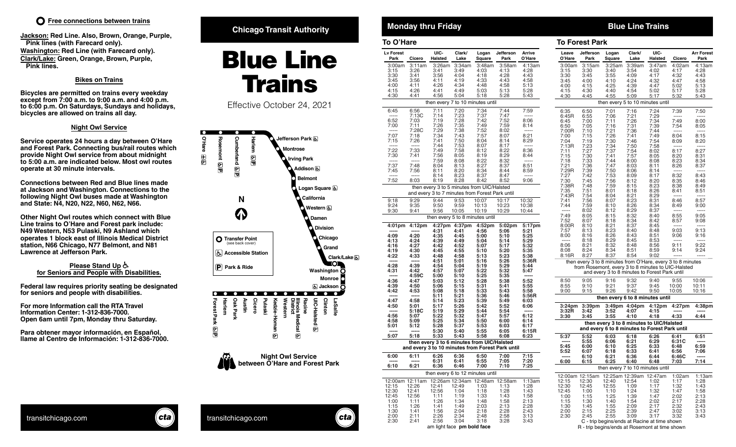**Free connections between trains**

**Jackson: Red Line. Also, Brown, Orange, Purple, Pink lines (with Farecard only).**
**Washington: Red Line (with Farecard only).**
**Clark/Lake: Green, Orange, Brown, Purple, Pink lines.**

### Bikes on Trains

Bicycles are permitted on trains every weekday except from 7:00 a.m. to 9:00 a.m. and 4:00 p.m. to 6:00 p.m. On Saturdays, Sundays and holidays, bicycles are allowed on trains all day.

### Night Owl Service

Service operates 24 hours a day between O'Hare and Forest Park. Connecting bus/rail routes which provide Night Owl service from about midnight to 5:00 a.m. are indicated below. Most owl routes operate at 30 minute intervals.

Connections between Red and Blue lines made at Jackson and Washington. Connections to the following Night Owl buses made at Washington and State: N4, N20, N22, N60, N62, N66.

Other Night Owl routes which connect with Blue Line trains to O'Hare and Forest park include: N49 Western, N53 Pulaski, N9 Ashland which operates 1 block east of Illinois Medical District station, N66 Chicago, N77 Belmont, and N81 Lawrence at Jefferson Park.

### Please Stand Up for Seniors and People with Disabilities.

Federal law requires priority seating be designated for seniors and people with disabilities.

For more Information call the RTA Travel Information Center: 1-312-836-7000. Open 6am until 7pm, Monday thru Saturday.

Para obtener mayor información, en Español, llame al Centro de Información: 1-312-836-7000.

transitchicago.com

Chicago Transit Authority

# Blue Line Trains

Effective October 24, 2021

Stations: O'Hare, Rosemont, Cumberland, Harlem, Jefferson Park, Montrose, Irving Park, Addison, Belmont, Logan Square, California, Western, Damen, Division, Chicago, Grand, Clark/Lake, Washington, Monroe, Jackson, LaSalle, Clinton, UIC-Halsted, Racine, Illinois Medical District, Western, Kedzie-Homan, Pulaski, Cicero, Austin, Oak Park, Harlem, Forest Park

Legend: Transfer Point (see back cover); Accessible Station; Park & Ride

Night Owl Service between O'Hare and Forest Park

transitchicago.com

## Monday thru Friday — Blue Line Trains

### To O'Hare

| Lv Forest Park | Cicero | UIC-Halsted | Clark/Lake | Logan Square | Jefferson Park | Arrive O'Hare |
|---|---|---|---|---|---|---|
| 3:00am | 3:11am | 3:26am | 3:34am | 3:48am | 3:58am | 4:13am |
| 3:15 | 3:26 | 3:41 | 3:49 | 4:03 | 4:13 | 4:28 |
| 3:30 | 3:41 | 3:56 | 4:04 | 4:18 | 4:28 | 4:43 |
| 3:45 | 3:56 | 4:11 | 4:19 | 4:33 | 4:43 | 4:58 |
| 4:00 | 4:11 | 4:26 | 4:34 | 4:48 | 4:58 | 5:13 |
| 4:15 | 4:26 | 4:41 | 4:49 | 5:03 | 5:13 | 5:28 |
| 4:30 | 4:41 | 4:56 | 5:04 | 5:18 | 5:28 | 5:43 |
| then every 7 to 10 minutes until | | | | | | |
| 6:45 | 6:56 | 7:11 | 7:20 | 7:34 | 7:44 | 7:59 |
| ----- | 7:13C | 7:14 | 7:23 | 7:37 | 7:47 | ----- |
| 6:52 | 7:03 | 7:19 | 7:28 | 7:42 | 7:52 | 8:06 |
| 7:00 | 7:11 | 7:26 | 7:35 | 7:49 | 7:59 | 8:14 |
| ----- | 7:28C | 7:29 | 7:38 | 7:52 | 8:02 | ----- |
| 7:07 | 7:18 | 7:34 | 7:43 | 7:57 | 8:07 | 8:21 |
| 7:15 | 7:26 | 7:41 | 7:50 | 8:04 | 8:14 | 8:29 |
| ----- | ----- | 7:44 | 7:53 | 8:07 | 8:17 | ----- |
| 7:22 | 7:33 | 7:49 | 7:58 | 8:12 | 8:22 | 8:36 |
| 7:30 | 7:41 | 7:56 | 8:05 | 8:19 | 8:29 | 8:44 |
| ----- | ----- | 7:59 | 8:08 | 8:22 | 8:32 | ----- |
| 7:37 | 7:48 | 8:04 | 8:13 | 8:27 | 8:37 | 8:51 |
| 7:45 | 7:56 | 8:11 | 8:20 | 8:34 | 8:44 | 8:59 |
| ----- | ----- | 8:14 | 8:23 | 8:37 | 8:47 | ----- |
| 7:52 | 8:03 | 8:19 | 8:28 | 8:42 | 8:52 | 9:06 |
| then every 3 to 5 minutes from UIC/Halsted and every 3 to 7 minutes from Forest Park until | | | | | | |
| 9:18 | 9:29 | 9:44 | 9:53 | 10:07 | 10:17 | 10:32 |
| 9:24 | 9:35 | 9:50 | 9:59 | 10:13 | 10:23 | 10:38 |
| 9:30 | 9:41 | 9:56 | 10:05 | 10:19 | 10:29 | 10:44 |
| then every 5 to 8 minutes until | | | | | | |
| **4:01pm** | **4:12pm** | **4:27pm** | **4:37pm** | **4:52pm** | **5:02pm** | **5:17pm** |
| ----- | ----- | 4:31 | 4:41 | 4:56 | 5:06 | 5:21 |
| 4:09 | 4:20 | 4:35 | 4:45 | 5:00 | 5:10 | 5:25 |
| 4:13 | 4:24 | 4:39 | 4:49 | 5:04 | 5:14 | 5:29 |
| 4:16 | 4:27 | 4:42 | 4:52 | 5:07 | 5:17 | 5:32 |
| 4:19 | 4:30 | 4:45 | 4:55 | 5:10 | 5:20 | 5:35 |
| 4:22 | 4:33 | 4:48 | 4:58 | 5:13 | 5:23 | 5:38 |
| ----- | ----- | 4:51 | 5:01 | 5:16 | 5:26 | 5:36R |
| 4:28 | 4:39 | 4:54 | 5:04 | 5:19 | 5:29 | 5:44 |
| 4:31 | 4:42 | 4:57 | 5:07 | 5:22 | 5:32 | 5:47 |
| ----- | 4:59C | 5:00 | 5:10 | 5:25 | 5:35 | ----- |
| 4:36 | 4:47 | 5:03 | 5:12 | 5:28 | 5:38 | 5:52 |
| 4:39 | 4:50 | 5:06 | 5:15 | 5:31 | 5:41 | 5:55 |
| 4:42 | 4:53 | 5:08 | 5:18 | 5:33 | 5:43 | 5:58 |
| ----- | ----- | 5:11 | 5:21 | 5:36 | 5:46 | 5:56R |
| 4:47 | 4:58 | 5:14 | 5:23 | 5:39 | 5:49 | 6:03 |
| 4:50 | 5:01 | 5:17 | 5:26 | 5:42 | 5:52 | 6:06 |
| ----- | 5:18C | 5:19 | 5:29 | 5:44 | 5:54 | ----- |
| 4:56 | 5:07 | 5:22 | 5:32 | 5:47 | 5:57 | 6:12 |
| 4:58 | 5:09 | 5:25 | 5:34 | 5:50 | 6:00 | 6:14 |
| 5:01 | 5:12 | 5:28 | 5:37 | 5:53 | 6:03 | 6:17 |
| ----- | ----- | 5:30 | 5:40 | 5:55 | 6:05 | 6:15R |
| 5:07 | 5:18 | 5:33 | 5:43 | 5:58 | 6:08 | 6:23 |
| then every 3 to 6 minutes from UIC/Halsted and every 3 to 10 minutes from Forest Park until | | | | | | |
| 6:00 | 6:11 | 6:26 | 6:36 | 6:50 | 7:00 | 7:15 |
| ----- | ----- | 6:31 | 6:41 | 6:55 | 7:05 | 7:20 |
| 6:10 | 6:21 | 6:36 | 6:46 | 7:00 | 7:10 | 7:25 |
| then every 6 to 12 minutes until | | | | | | |
| 12:00am | 12:11am | 12:26am | 12:34am | 12:48am | 12:58am | 1:13am |
| 12:15 | 12:26 | 12:41 | 12:49 | 1:03 | 1:13 | 1:28 |
| 12:30 | 12:41 | 12:56 | 1:04 | 1:18 | 1:28 | 1:43 |
| 12:45 | 12:56 | 1:11 | 1:19 | 1:33 | 1:43 | 1:58 |
| 1:00 | 1:11 | 1:26 | 1:34 | 1:48 | 1:58 | 2:13 |
| 1:15 | 1:26 | 1:41 | 1:49 | 2:03 | 2:13 | 2:28 |
| 1:30 | 1:41 | 1:56 | 2:04 | 2:18 | 2:28 | 2:43 |
| 2:00 | 2:11 | 2:26 | 2:34 | 2:48 | 2:58 | 3:13 |
| 2:30 | 2:41 | 2:56 | 3:04 | 3:18 | 3:28 | 3:43 |

am light face **pm bold face**

### To Forest Park

| Leave O'Hare | Jefferson Park | Logan Square | Clark/Lake | UIC-Halsted | Cicero | Arr Forest Park |
|---|---|---|---|---|---|---|
| 3:00am | 3:15am | 3:25am | 3:39am | 3:47am | 4:02am | 4:13am |
| 3:15 | 3:30 | 3:40 | 3:54 | 4:02 | 4:17 | 4:28 |
| 3:30 | 3:45 | 3:55 | 4:09 | 4:17 | 4:32 | 4:43 |
| 3:45 | 4:00 | 4:10 | 4:24 | 4:32 | 4:47 | 4:58 |
| 4:00 | 4:15 | 4:25 | 4:39 | 4:47 | 5:02 | 5:13 |
| 4:15 | 4:30 | 4:40 | 4:54 | 5:02 | 5:17 | 5:28 |
| 4:30 | 4:45 | 4:55 | 5:09 | 5:17 | 5:32 | 5:43 |
| then every 5 to 10 minutes until | | | | | | |
| 6:35 | 6:50 | 7:01 | 7:16 | 7:24 | 7:39 | 7:50 |
| 6:45R | 6:55 | 7:06 | 7:21 | 7:29 | ----- | ----- |
| 6:45 | 7:00 | 7:11 | 7:26 | 7:34 | 7:49 | 8:00 |
| 6:50 | 7:05 | 7:16 | 7:31 | 7:39 | 7:54 | 8:05 |
| 7:00R | 7:10 | 7:21 | 7:36 | 7:44 | ----- | ----- |
| 7:00 | 7:15 | 7:26 | 7:41 | 7:49 | 8:04 | 8:15 |
| 7:04 | 7:19 | 7:30 | 7:46 | 7:54 | 8:09 | 8:20 |
| 7:13R | 7:23 | 7:34 | 7:50 | 7:58 | ----- | ----- |
| 7:11 | 7:27 | 7:37 | 7:54 | 8:02 | 8:17 | 8:27 |
| 7:15 | 7:30 | 7:41 | 7:57 | 8:05 | 8:20 | 8:31 |
| 7:18 | 7:33 | 7:44 | 8:00 | 8:08 | 8:23 | 8:34 |
| 7:21 | 7:36 | 7:47 | 8:03 | 8:11 | 8:26 | 8:37 |
| 7:29R | 7:39 | 7:50 | 8:06 | 8:14 | ----- | ----- |
| 7:27 | 7:42 | 7:53 | 8:09 | 8:17 | 8:32 | 8:43 |
| 7:30 | 7:45 | 7:56 | 8:12 | 8:20 | 8:35 | 8:46 |
| 7:38R | 7:48 | 7:59 | 8:15 | 8:23 | 8:38 | 8:49 |
| 7:35 | 7:51 | 8:01 | 8:18 | 8:26 | 8:41 | 8:51 |
| 7:43R | 7:54 | 8:04 | 8:21 | 8:29 | ----- | ----- |
| 7:41 | 7:56 | 8:07 | 8:23 | 8:31 | 8:46 | 8:57 |
| 7:44 | 7:59 | 8:10 | 8:26 | 8:34 | 8:49 | 9:00 |
| ----- | 8:02 | 8:12 | 8:29 | 8:37 | ----- | ----- |
| 7:49 | 8:05 | 8:15 | 8:32 | 8:40 | 8:55 | 9:05 |
| 7:52 | 8:07 | 8:18 | 8:34 | 8:42 | 8:57 | 9:08 |
| 8:00R | 8:10 | 8:21 | 8:37 | 8:45 | ----- | ----- |
| 7:57 | 8:13 | 8:23 | 8:40 | 8:48 | 9:03 | 9:13 |
| 8:00 | 8:16 | 8:26 | 8:43 | 8:51 | 9:06 | 9:16 |
| ----- | 8:18 | 8:29 | 8:45 | 8:53 | ----- | ----- |
| 8:06 | 8:21 | 8:32 | 8:48 | 8:56 | 9:11 | 9:22 |
| 8:08 | 8:24 | 8:34 | 8:51 | 8:59 | 9:14 | 9:24 |
| 8:16R | 8:27 | 8:37 | 8:54 | 9:02 | ----- | ----- |
| then every 3 to 8 minutes from O'Hare, every 3 to 8 minutes from Rosemont, every 3 to 8 minutes to UIC-Halsted and every 3 to 8 minutes to Forest Park until | | | | | | |
| 8:50 | 9:05 | 9:16 | 9:32 | 9:40 | 9:55 | 10:06 |
| 8:55 | 9:10 | 9:21 | 9:37 | 9:45 | 10:00 | 10:11 |
| 9:00 | 9:15 | 9:26 | 9:42 | 9:50 | 10:05 | 10:16 |
| **then every 6 to 8 minutes until** | | | | | | |
| **3:24pm** | **3:39pm** | **3:49pm** | **4:04pm** | **4:12pm** | **4:27pm** | **4:38pm** |
| **3:32R** | **3:42** | **3:52** | **4:07** | **4:15** | ----- | ----- |
| **3:30** | **3:45** | **3:55** | **4:10** | **4:18** | **4:33** | **4:44** |
| **then every 3 to 8 minutes to UIC/Halsted and every 6 to 8 minutes to Forest Park until** | | | | | | |
| **5:37** | **5:52** | **6:03** | **6:18** | **6:26** | **6:41** | **6:51** |
| ----- | **5:55** | **6:06** | **6:21** | **6:29** | **6:31C** | ----- |
| **5:45** | **6:00** | **6:10** | **6:25** | **6:33** | **6:48** | **6:59** |
| **5:52** | **6:07** | **6:18** | **6:33** | **6:41** | **6:56** | **7:06** |
| ----- | **6:10** | **6:21** | **6:36** | **6:44** | **6:46C** | ----- |
| **6:00** | **6:15** | **6:25** | **6:40** | **6:48** | **7:03** | **7:14** |
| then every 7 to 10 minutes until | | | | | | |
| 12:00am | 12:15am | 12:25am | 12:39am | 12:47am | 1:02am | 1:13am |
| 12:15 | 12:30 | 12:40 | 12:54 | 1:02 | 1:17 | 1:28 |
| 12:30 | 12:45 | 12:55 | 1:09 | 1:17 | 1:32 | 1:43 |
| 12:45 | 1:00 | 1:10 | 1:24 | 1:32 | 1:47 | 1:58 |
| 1:00 | 1:15 | 1:25 | 1:39 | 1:47 | 2:02 | 2:13 |
| 1:15 | 1:30 | 1:40 | 1:54 | 2:02 | 2:17 | 2:28 |
| 1:30 | 1:45 | 1:55 | 2:09 | 2:17 | 2:32 | 2:43 |
| 2:00 | 2:15 | 2:25 | 2:39 | 2:47 | 3:02 | 3:13 |
| 2:30 | 2:45 | 2:55 | 3:09 | 3:17 | 3:32 | 3:43 |

C - trip begins/ends at Racine at time shown
R - trip begins/ends at Rosemont at time shown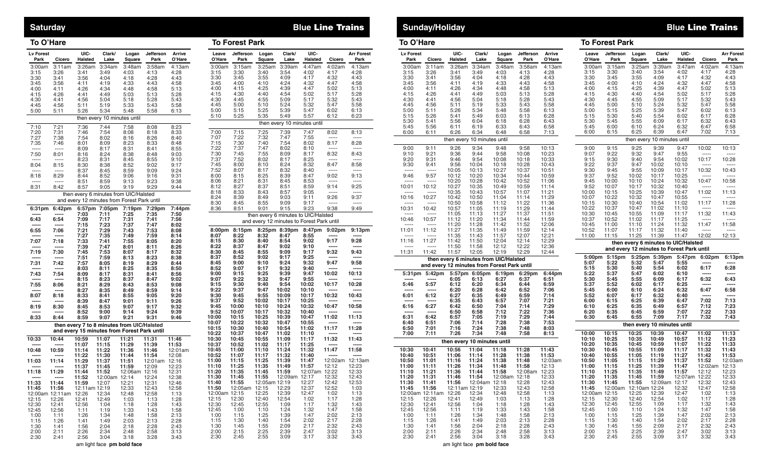## Saturday — Blue Line Trains

### To O'Hare

| Lv Forest Park | Cicero | UIC-Halsted | Clark/Lake | Logan Square | Jefferson Park | Arrive O'Hare |
|---|---|---|---|---|---|---|
| 3:00am | 3:11am | 3:26am | 3:34am | 3:48am | 3:58am | 4:13am |
| 3:15 | 3:26 | 3:41 | 3:49 | 4:03 | 4:13 | 4:28 |
| 3:30 | 3:41 | 3:56 | 4:04 | 4:18 | 4:28 | 4:43 |
| 3:45 | 3:56 | 4:11 | 4:19 | 4:33 | 4:43 | 4:58 |
| 4:00 | 4:11 | 4:26 | 4:34 | 4:48 | 4:58 | 5:13 |
| 4:15 | 4:26 | 4:41 | 4:49 | 5:03 | 5:13 | 5:28 |
| 4:30 | 4:41 | 4:56 | 5:04 | 5:18 | 5:28 | 5:43 |
| 4:45 | 4:56 | 5:11 | 5:19 | 5:33 | 5:43 | 5:58 |
| 5:00 | 5:11 | 5:26 | 5:34 | 5:48 | 5:58 | 6:13 |
| then every 10 minutes until | | | | | | |
| 7:10 | 7:21 | 7:36 | 7:44 | 7:58 | 8:08 | 8:23 |
| 7:20 | 7:31 | 7:46 | 7:54 | 8:08 | 8:18 | 8:33 |
| 7:27 | 7:38 | 7:54 | 8:02 | 8:16 | 8:26 | 8:40 |
| 7:35 | 7:46 | 8:01 | 8:09 | 8:23 | 8:33 | 8:48 |
| ----- | ----- | 8:09 | 8:17 | 8:31 | 8:41 | 8:55 |
| 7:50 | 8:01 | 8:16 | 8:24 | 8:38 | 8:48 | 9:03 |
| ----- | ----- | 8:23 | 8:31 | 8:45 | 8:55 | 9:10 |
| 8:04 | 8:15 | 8:30 | 8:38 | 8:52 | 9:02 | 9:17 |
| ----- | ----- | 8:37 | 8:45 | 8:59 | 9:09 | 9:24 |
| 8:18 | 8:29 | 8:44 | 8:52 | 9:06 | 9:16 | 9:31 |
| ----- | ----- | 8:51 | 8:59 | 9:13 | 9:23 | 9:38 |
| 8:31 | 8:42 | 8:57 | 9:05 | 9:19 | 9:29 | 9:44 |
| then every 6 minutes from UIC/Halsted and every 12 minutes from Forest Park until | | | | | | |
| **6:31pm** | **6:42pm** | **6:57pm** | **7:05pm** | **7:19pm** | **7:29pm** | **7:44pm** |
| ----- | ----- | **7:03** | **7:11** | **7:25** | **7:35** | **7:50** |
| **6:43** | **6:54** | **7:09** | **7:17** | **7:31** | **7:41** | **7:56** |
| ----- | ----- | **7:15** | **7:23** | **7:37** | **7:47** | **8:02** |
| **6:55** | **7:06** | **7:21** | **7:29** | **7:43** | **7:53** | **8:08** |
| ----- | ----- | **7:27** | **7:35** | **7:49** | **7:59** | **8:14** |
| **7:07** | **7:18** | **7:33** | **7:41** | **7:55** | **8:05** | **8:20** |
| ----- | ----- | **7:39** | **7:47** | **8:01** | **8:11** | **8:26** |
| **7:19** | **7:30** | **7:45** | **7:53** | **8:07** | **8:17** | **8:32** |
| ----- | ----- | **7:51** | **7:59** | **8:13** | **8:23** | **8:38** |
| **7:31** | **7:42** | **7:57** | **8:05** | **8:19** | **8:29** | **8:44** |
| ----- | ----- | **8:03** | **8:11** | **8:25** | **8:35** | **8:50** |
| **7:43** | **7:54** | **8:09** | **8:17** | **8:31** | **8:41** | **8:56** |
| ----- | ----- | **8:15** | **8:23** | **8:37** | **8:47** | **9:02** |
| **7:55** | **8:06** | **8:21** | **8:29** | **8:43** | **8:53** | **9:08** |
| ----- | ----- | **8:27** | **8:35** | **8:49** | **8:59** | **9:14** |
| **8:07** | **8:18** | **8:33** | **8:41** | **8:55** | **9:05** | **9:20** |
| ----- | ----- | **8:39** | **8:47** | **9:01** | **9:11** | **9:26** |
| **8:19** | **8:30** | **8:45** | **8:53** | **9:07** | **9:17** | **9:32** |
| ----- | ----- | **8:52** | **9:00** | **9:14** | **9:24** | **9:39** |
| **8:33** | **8:44** | **8:59** | **9:07** | **9:21** | **9:31** | **9:46** |
| then every 7 to 8 minutes from UIC/Halsted and every 15 minutes from Forest Park until | | | | | | |
| **10:33** | **10:44** | **10:59** | **11:07** | **11:21** | **11:31** | **11:46** |
| ----- | ----- | **11:07** | **11:15** | **11:29** | **11:39** | **11:53** |
| **10:48** | **10:59** | **11:14** | **11:22** | **11:36** | **11:46** | 12:01am |
| ----- | ----- | **11:22** | **11:30** | **11:44** | **11:54** | 12:08 |
| **11:03** | **11:14** | **11:29** | **11:37** | **11:51** | 12:01am | 12:16 |
| ----- | ----- | **11:37** | **11:45** | **11:59** | 12:09 | 12:23 |
| **11:18** | **11:29** | **11:44** | **11:52** | 12:06am | 12:16 | 12:31 |
| ----- | ----- | **11:52** | 12:00am | 12:14 | 12:24 | 12:38 |
| **11:33** | **11:44** | **11:59** | 12:07 | 12:21 | 12:31 | 12:46 |
| **11:45** | **11:56** | 12:11am | 12:19 | 12:33 | 12:43 | 12:58 |
| 12:00am | 12:11am | 12:26 | 12:34 | 12:48 | 12:58 | 1:13 |
| 12:15 | 12:26 | 12:41 | 12:49 | 1:03 | 1:13 | 1:28 |
| 12:30 | 12:41 | 12:56 | 1:04 | 1:18 | 1:28 | 1:43 |
| 12:45 | 12:56 | 1:11 | 1:19 | 1:33 | 1:43 | 1:58 |
| 1:00 | 1:11 | 1:26 | 1:34 | 1:48 | 1:58 | 2:13 |
| 1:15 | 1:26 | 1:41 | 1:49 | 2:03 | 2:13 | 2:28 |
| 1:30 | 1:41 | 1:56 | 2:04 | 2:18 | 2:28 | 2:43 |
| 2:00 | 2:11 | 2:26 | 2:34 | 2:48 | 2:58 | 3:13 |
| 2:30 | 2:41 | 2:56 | 3:04 | 3:18 | 3:28 | 3:43 |

am light face **pm bold face**

### To Forest Park

| Leave O'Hare | Jefferson Park | Logan Square | Clark/Lake | UIC-Halsted | Cicero | Arr Forest Park |
|---|---|---|---|---|---|---|
| 3:00am | 3:15am | 3:25am | 3:39am | 3:47am | 4:02am | 4:13am |
| 3:15 | 3:30 | 3:40 | 3:54 | 4:02 | 4:17 | 4:28 |
| 3:30 | 3:45 | 3:55 | 4:09 | 4:17 | 4:32 | 4:43 |
| 3:45 | 4:00 | 4:10 | 4:24 | 4:32 | 4:47 | 4:58 |
| 4:00 | 4:15 | 4:25 | 4:39 | 4:47 | 5:02 | 5:13 |
| 4:15 | 4:30 | 4:40 | 4:54 | 5:02 | 5:17 | 5:28 |
| 4:30 | 4:45 | 4:55 | 5:09 | 5:17 | 5:32 | 5:43 |
| 4:45 | 5:00 | 5:10 | 5:24 | 5:32 | 5:47 | 5:58 |
| 5:00 | 5:15 | 5:25 | 5:39 | 5:47 | 6:02 | 6:13 |
| 5:10 | 5:25 | 5:35 | 5:49 | 5:57 | 6:12 | 6:23 |
| then every 10 minutes until | | | | | | |
| 7:00 | 7:15 | 7:25 | 7:39 | 7:47 | 8:02 | 8:13 |
| 7:07 | 7:22 | 7:32 | 7:47 | 7:55 | ----- | ----- |
| 7:15 | 7:30 | 7:40 | 7:54 | 8:02 | 8:17 | 8:28 |
| 7:22 | 7:37 | 7:47 | 8:02 | 8:10 | ----- | ----- |
| 7:30 | 7:45 | 7:55 | 8:09 | 8:17 | 8:32 | 8:43 |
| 7:37 | 7:52 | 8:02 | 8:17 | 8:25 | ----- | ----- |
| 7:45 | 8:00 | 8:10 | 8:24 | 8:32 | 8:47 | 8:58 |
| 7:52 | 8:07 | 8:17 | 8:32 | 8:40 | ----- | ----- |
| 8:00 | 8:15 | 8:25 | 8:39 | 8:47 | 9:02 | 9:13 |
| 8:06 | 8:21 | 8:31 | 8:45 | 8:53 | ----- | ----- |
| 8:12 | 8:27 | 8:37 | 8:51 | 8:59 | 9:14 | 9:25 |
| 8:18 | 8:33 | 8:43 | 8:57 | 9:05 | ----- | ----- |
| 8:24 | 8:39 | 8:49 | 9:03 | 9:11 | 9:26 | 9:37 |
| 8:30 | 8:45 | 8:55 | 9:09 | 9:17 | ----- | ----- |
| 8:36 | 8:51 | 9:01 | 9:15 | 9:23 | 9:38 | 9:49 |
| then every 6 minutes to UIC/Halsted and every 12 minutes to Forest Park until | | | | | | |
| **8:00pm** | **8:15pm** | **8:25pm** | **8:39pm** | **8:47pm** | **9:02pm** | **9:13pm** |
| **8:07** | **8:22** | **8:32** | **8:47** | **8:55** | ----- | ----- |
| **8:15** | **8:30** | **8:40** | **8:54** | **9:02** | **9:17** | **9:28** |
| **8:22** | **8:37** | **8:47** | **9:02** | **9:10** | ----- | ----- |
| **8:30** | **8:45** | **8:55** | **9:09** | **9:17** | **9:32** | **9:43** |
| **8:37** | **8:52** | **9:02** | **9:17** | **9:25** | ----- | ----- |
| **8:45** | **9:00** | **9:10** | **9:24** | **9:32** | **9:47** | **9:58** |
| **8:52** | **9:07** | **9:17** | **9:32** | **9:40** | ----- | ----- |
| **9:00** | **9:15** | **9:25** | **9:39** | **9:47** | **10:02** | **10:13** |
| **9:07** | **9:22** | **9:32** | **9:47** | **9:55** | ----- | ----- |
| **9:15** | **9:30** | **9:40** | **9:54** | **10:02** | **10:17** | **10:28** |
| **9:22** | **9:37** | **9:47** | **10:02** | **10:10** | ----- | ----- |
| **9:30** | **9:45** | **9:55** | **10:09** | **10:17** | **10:32** | **10:43** |
| **9:37** | **9:52** | **10:02** | **10:17** | **10:25** | ----- | ----- |
| **9:45** | **10:00** | **10:10** | **10:24** | **10:32** | **10:47** | **10:58** |
| **9:52** | **10:07** | **10:17** | **10:32** | **10:40** | ----- | ----- |
| **10:00** | **10:15** | **10:25** | **10:39** | **10:47** | **11:02** | **11:13** |
| **10:07** | **10:22** | **10:32** | **10:47** | **10:55** | ----- | ----- |
| **10:15** | **10:30** | **10:40** | **10:54** | **11:02** | **11:17** | **11:28** |
| **10:22** | **10:37** | **10:47** | **11:02** | **11:10** | ----- | ----- |
| **10:30** | **10:45** | **10:55** | **11:09** | **11:17** | **11:32** | **11:43** |
| **10:37** | **10:52** | **11:02** | **11:17** | **11:25** | ----- | ----- |
| **10:45** | **11:00** | **11:10** | **11:24** | **11:32** | **11:47** | **11:58** |
| **10:52** | **11:07** | **11:17** | **11:32** | **11:40** | ----- | ----- |
| **11:00** | **11:15** | **11:25** | **11:39** | **11:47** | 12:02am | 12:13am |
| **11:10** | **11:25** | **11:35** | **11:49** | **11:57** | 12:12 | 12:23 |
| **11:20** | **11:35** | **11:45** | **11:59** | 12:07am | 12:22 | 12:33 |
| **11:30** | **11:45** | **11:55** | 12:09am | 12:17 | 12:32 | 12:43 |
| **11:40** | **11:55** | 12:05am | 12:19 | 12:27 | 12:42 | 12:53 |
| **11:50** | 12:05am | 12:15 | 12:29 | 12:37 | 12:52 | 1:03 |
| 12:00am | 12:15 | 12:25 | 12:39 | 12:47 | 1:02 | 1:13 |
| 12:15 | 12:30 | 12:40 | 12:54 | 1:02 | 1:17 | 1:28 |
| 12:30 | 12:45 | 12:55 | 1:09 | 1:17 | 1:32 | 1:43 |
| 12:45 | 1:00 | 1:10 | 1:24 | 1:32 | 1:47 | 1:58 |
| 1:00 | 1:15 | 1:25 | 1:39 | 1:47 | 2:02 | 2:13 |
| 1:15 | 1:30 | 1:40 | 1:54 | 2:02 | 2:17 | 2:28 |
| 1:30 | 1:45 | 1:55 | 2:09 | 2:17 | 2:32 | 2:43 |
| 2:00 | 2:15 | 2:25 | 2:39 | 2:47 | 3:02 | 3:13 |
| 2:30 | 2:45 | 2:55 | 3:09 | 3:17 | 3:32 | 3:43 |

## Sunday/Holiday — Blue Line Trains

### To O'Hare

| Lv Forest Park | Cicero | UIC-Halsted | Clark/Lake | Logan Square | Jefferson Park | Arrive O'Hare |
|---|---|---|---|---|---|---|
| 3:00am | 3:11am | 3:26am | 3:34am | 3:48am | 3:58am | 4:13am |
| 3:15 | 3:26 | 3:41 | 3:49 | 4:03 | 4:13 | 4:28 |
| 3:30 | 3:41 | 3:56 | 4:04 | 4:18 | 4:28 | 4:43 |
| 3:45 | 3:56 | 4:11 | 4:19 | 4:33 | 4:43 | 4:58 |
| 4:00 | 4:11 | 4:26 | 4:34 | 4:48 | 4:58 | 5:13 |
| 4:15 | 4:26 | 4:41 | 4:49 | 5:03 | 5:13 | 5:28 |
| 4:30 | 4:41 | 4:56 | 5:04 | 5:18 | 5:28 | 5:43 |
| 4:45 | 4:56 | 5:11 | 5:19 | 5:33 | 5:43 | 5:58 |
| 5:00 | 5:11 | 5:26 | 5:34 | 5:48 | 5:58 | 6:13 |
| 5:15 | 5:26 | 5:41 | 5:49 | 6:03 | 6:13 | 6:28 |
| 5:30 | 5:41 | 5:56 | 6:04 | 6:18 | 6:28 | 6:43 |
| 5:45 | 5:56 | 6:11 | 6:19 | 6:33 | 6:43 | 6:58 |
| 6:00 | 6:11 | 6:26 | 6:34 | 6:48 | 6:58 | 7:13 |
| then every 10 minutes until | | | | | | |
| 9:00 | 9:11 | 9:26 | 9:34 | 9:48 | 9:58 | 10:13 |
| 9:10 | 9:21 | 9:36 | 9:44 | 9:58 | 10:08 | 10:23 |
| 9:20 | 9:31 | 9:46 | 9:54 | 10:08 | 10:18 | 10:33 |
| 9:30 | 9:41 | 9:56 | 10:04 | 10:18 | 10:28 | 10:43 |
| ----- | ----- | 10:05 | 10:13 | 10:27 | 10:37 | 10:51 |
| 9:46 | 9:57 | 10:12 | 10:20 | 10:34 | 10:44 | 10:59 |
| ----- | ----- | 10:20 | 10:28 | 10:42 | 10:52 | 11:06 |
| 10:01 | 10:12 | 10:27 | 10:35 | 10:49 | 10:59 | 11:14 |
| ----- | ----- | 10:35 | 10:43 | 10:57 | 11:07 | 11:21 |
| 10:16 | 10:27 | 10:42 | 10:50 | 11:04 | 11:14 | 11:29 |
| ----- | ----- | 10:50 | 10:58 | 11:12 | 11:22 | 11:36 |
| 10:31 | 10:42 | 10:57 | 11:05 | 11:19 | 11:29 | 11:44 |
| ----- | ----- | 11:05 | 11:13 | 11:27 | 11:37 | 11:51 |
| 10:46 | 10:57 | 11:12 | 11:20 | 11:34 | 11:44 | 11:59 |
| ----- | ----- | 11:20 | 11:28 | 11:42 | 11:52 | 12:06 |
| 11:01 | 11:12 | 11:27 | 11:35 | 11:49 | 11:59 | 12:14 |
| ----- | ----- | 11:35 | 11:43 | 11:57 | 12:07 | 12:21 |
| 11:16 | 11:27 | 11:42 | 11:50 | 12:04 | 12:14 | 12:29 |
| ----- | ----- | 11:50 | 11:58 | 12:12 | 12:22 | 12:36 |
| 11:31 | 11:42 | 11:57 | 12:05 | 12:19 | 12:29 | 12:44 |
| then every 6 minutes from UIC/Halsted and every 12 minutes from Forest Park until | | | | | | |
| **5:31pm** | **5:42pm** | **5:57pm** | **6:05pm** | **6:19pm** | **6:29pm** | **6:44pm** |
| ----- | ----- | **6:05** | **6:13** | **6:27** | **6:37** | **6:51** |
| **5:46** | **5:57** | **6:12** | **6:20** | **6:34** | **6:44** | **6:59** |
| ----- | ----- | **6:20** | **6:28** | **6:42** | **6:52** | **7:06** |
| **6:01** | **6:12** | **6:27** | **6:35** | **6:49** | **6:59** | **7:14** |
| ----- | ----- | **6:35** | **6:43** | **6:57** | **7:07** | **7:21** |
| **6:16** | **6:27** | **6:42** | **6:50** | **7:04** | **7:14** | **7:29** |
| ----- | ----- | **6:50** | **6:58** | **7:12** | **7:22** | **7:36** |
| **6:31** | **6:42** | **6:57** | **7:05** | **7:19** | **7:29** | **7:44** |
| **6:40** | **6:51** | **7:06** | **7:14** | **7:28** | **7:38** | **7:53** |
| **6:50** | **7:01** | **7:16** | **7:24** | **7:38** | **7:48** | **8:03** |
| **7:00** | **7:11** | **7:26** | **7:34** | **7:48** | **7:58** | **8:13** |
| then every 10 minutes until | | | | | | |
| **10:30** | **10:41** | **10:56** | **11:04** | **11:18** | **11:28** | **11:43** |
| **10:40** | **10:51** | **11:06** | **11:14** | **11:28** | **11:38** | **11:53** |
| **10:50** | **11:01** | **11:16** | **11:24** | **11:38** | **11:48** | 12:03am |
| **11:00** | **11:11** | **11:26** | **11:34** | **11:48** | **11:58** | 12:13 |
| **11:10** | **11:21** | **11:36** | **11:44** | **11:58** | 12:08am | 12:23 |
| **11:20** | **11:31** | **11:46** | **11:54** | 12:08am | 12:18 | 12:33 |
| **11:30** | **11:41** | **11:56** | 12:04am | 12:18 | 12:28 | 12:43 |
| **11:45** | **11:56** | 12:11am | 12:19 | 12:33 | 12:43 | 12:58 |
| 12:00am | 12:11am | 12:26 | 12:34 | 12:48 | 12:58 | 1:13 |
| 12:15 | 12:26 | 12:41 | 12:49 | 1:03 | 1:13 | 1:28 |
| 12:30 | 12:41 | 12:56 | 1:04 | 1:18 | 1:28 | 1:43 |
| 12:45 | 12:56 | 1:11 | 1:19 | 1:33 | 1:43 | 1:58 |
| 1:00 | 1:11 | 1:26 | 1:34 | 1:48 | 1:58 | 2:13 |
| 1:15 | 1:26 | 1:41 | 1:49 | 2:03 | 2:13 | 2:28 |
| 1:30 | 1:41 | 1:56 | 2:04 | 2:18 | 2:28 | 2:43 |
| 2:00 | 2:11 | 2:26 | 2:34 | 2:48 | 2:58 | 3:13 |
| 2:30 | 2:41 | 2:56 | 3:04 | 3:18 | 3:28 | 3:43 |

am light face **pm bold face**

### To Forest Park

| Leave O'Hare | Jefferson Park | Logan Square | Clark/Lake | UIC-Halsted | Cicero | Arr Forest Park |
|---|---|---|---|---|---|---|
| 3:00am | 3:15am | 3:25am | 3:39am | 3:47am | 4:02am | 4:13am |
| 3:15 | 3:30 | 3:40 | 3:54 | 4:02 | 4:17 | 4:28 |
| 3:30 | 3:45 | 3:55 | 4:09 | 4:17 | 4:32 | 4:43 |
| 3:45 | 4:00 | 4:10 | 4:24 | 4:32 | 4:47 | 4:58 |
| 4:00 | 4:15 | 4:25 | 4:39 | 4:47 | 5:02 | 5:13 |
| 4:15 | 4:30 | 4:40 | 4:54 | 5:02 | 5:17 | 5:28 |
| 4:30 | 4:45 | 4:55 | 5:09 | 5:17 | 5:32 | 5:43 |
| 4:45 | 5:00 | 5:10 | 5:24 | 5:32 | 5:47 | 5:58 |
| 5:00 | 5:15 | 5:25 | 5:39 | 5:47 | 6:02 | 6:13 |
| 5:15 | 5:30 | 5:40 | 5:54 | 6:02 | 6:17 | 6:28 |
| 5:30 | 5:45 | 5:55 | 6:09 | 6:17 | 6:32 | 6:43 |
| 5:45 | 6:00 | 6:10 | 6:24 | 6:32 | 6:47 | 6:58 |
| 6:00 | 6:15 | 6:25 | 6:39 | 6:47 | 7:02 | 7:13 |
| then every 10 minutes until | | | | | | |
| 9:00 | 9:15 | 9:25 | 9:39 | 9:47 | 10:02 | 10:13 |
| 9:07 | 9:22 | 9:32 | 9:47 | 9:55 | ----- | ----- |
| 9:15 | 9:30 | 9:40 | 9:54 | 10:02 | 10:17 | 10:28 |
| 9:22 | 9:37 | 9:47 | 10:02 | 10:10 | ----- | ----- |
| 9:30 | 9:45 | 9:55 | 10:09 | 10:17 | 10:32 | 10:43 |
| 9:37 | 9:52 | 10:02 | 10:17 | 10:25 | ----- | ----- |
| 9:45 | 10:00 | 10:10 | 10:24 | 10:32 | 10:47 | 10:58 |
| 9:52 | 10:07 | 10:17 | 10:32 | 10:40 | ----- | ----- |
| 10:00 | 10:15 | 10:25 | 10:39 | 10:47 | 11:02 | 11:13 |
| 10:07 | 10:22 | 10:32 | 10:47 | 10:55 | ----- | ----- |
| 10:15 | 10:30 | 10:40 | 10:54 | 11:02 | 11:17 | 11:28 |
| 10:22 | 10:37 | 10:47 | 11:02 | 11:10 | ----- | ----- |
| 10:30 | 10:45 | 10:55 | 11:09 | 11:17 | 11:32 | 11:43 |
| 10:37 | 10:52 | 11:02 | 11:17 | 11:25 | ----- | ----- |
| 10:45 | 11:00 | 11:10 | 11:24 | 11:32 | 11:47 | 11:58 |
| 10:52 | 11:07 | 11:17 | 11:32 | 11:40 | ----- | ----- |
| 11:00 | 11:15 | 11:25 | 11:39 | 11:47 | 12:02 | 12:13 |
| then every 6 minutes to UIC/Halsted and every 12 minutes to Forest Park until | | | | | | |
| **5:00pm** | **5:15pm** | **5:25pm** | **5:39pm** | **5:47pm** | **6:02pm** | **6:13pm** |
| **5:07** | **5:22** | **5:32** | **5:47** | **5:55** | ----- | ----- |
| **5:15** | **5:30** | **5:40** | **5:54** | **6:02** | **6:17** | **6:28** |
| **5:22** | **5:37** | **5:47** | **6:02** | **6:10** | ----- | ----- |
| **5:30** | **5:45** | **5:55** | **6:09** | **6:17** | **6:32** | **6:43** |
| **5:37** | **5:52** | **6:02** | **6:17** | **6:25** | ----- | ----- |
| **5:45** | **6:00** | **6:10** | **6:24** | **6:32** | **6:47** | **6:58** |
| **5:52** | **6:07** | **6:17** | **6:32** | **6:40** | ----- | ----- |
| **6:00** | **6:15** | **6:25** | **6:39** | **6:47** | **7:02** | **7:13** |
| **6:10** | **6:25** | **6:35** | **6:49** | **6:57** | **7:12** | **7:23** |
| **6:20** | **6:35** | **6:45** | **6:59** | **7:07** | **7:22** | **7:33** |
| **6:30** | **6:45** | **6:55** | **7:09** | **7:17** | **7:32** | **7:43** |
| then every 10 minutes until | | | | | | |
| **10:00** | **10:15** | **10:25** | **10:39** | **10:47** | **11:02** | **11:13** |
| **10:10** | **10:25** | **10:35** | **10:49** | **10:57** | **11:12** | **11:23** |
| **10:20** | **10:35** | **10:45** | **10:59** | **11:07** | **11:22** | **11:33** |
| **10:30** | **10:45** | **10:55** | **11:09** | **11:17** | **11:32** | **11:43** |
| **10:40** | **10:55** | **11:05** | **11:19** | **11:27** | **11:42** | **11:53** |
| **10:50** | **11:05** | **11:15** | **11:29** | **11:37** | **11:52** | 12:03am |
| **11:00** | **11:15** | **11:25** | **11:39** | **11:47** | 12:02am | 12:13 |
| **11:10** | **11:25** | **11:35** | **11:49** | **11:57** | 12:12 | 12:23 |
| **11:20** | **11:35** | **11:45** | **11:59** | 12:07am | 12:22 | 12:33 |
| **11:30** | **11:45** | **11:55** | 12:09am | 12:17 | 12:32 | 12:43 |
| **11:45** | 12:00am | 12:10am | 12:24 | 12:32 | 12:47 | 12:58 |
| 12:00am | 12:15 | 12:25 | 12:39 | 12:47 | 1:02 | 1:13 |
| 12:15 | 12:30 | 12:40 | 12:54 | 1:02 | 1:17 | 1:28 |
| 12:30 | 12:45 | 12:55 | 1:09 | 1:17 | 1:32 | 1:43 |
| 12:45 | 1:00 | 1:10 | 1:24 | 1:32 | 1:47 | 1:58 |
| 1:00 | 1:15 | 1:25 | 1:39 | 1:47 | 2:02 | 2:13 |
| 1:15 | 1:30 | 1:40 | 1:54 | 2:02 | 2:17 | 2:28 |
| 1:30 | 1:45 | 1:55 | 2:09 | 2:17 | 2:32 | 2:43 |
| 2:00 | 2:15 | 2:25 | 2:39 | 2:47 | 3:02 | 3:13 |
| 2:30 | 2:45 | 2:55 | 3:09 | 3:17 | 3:32 | 3:43 |